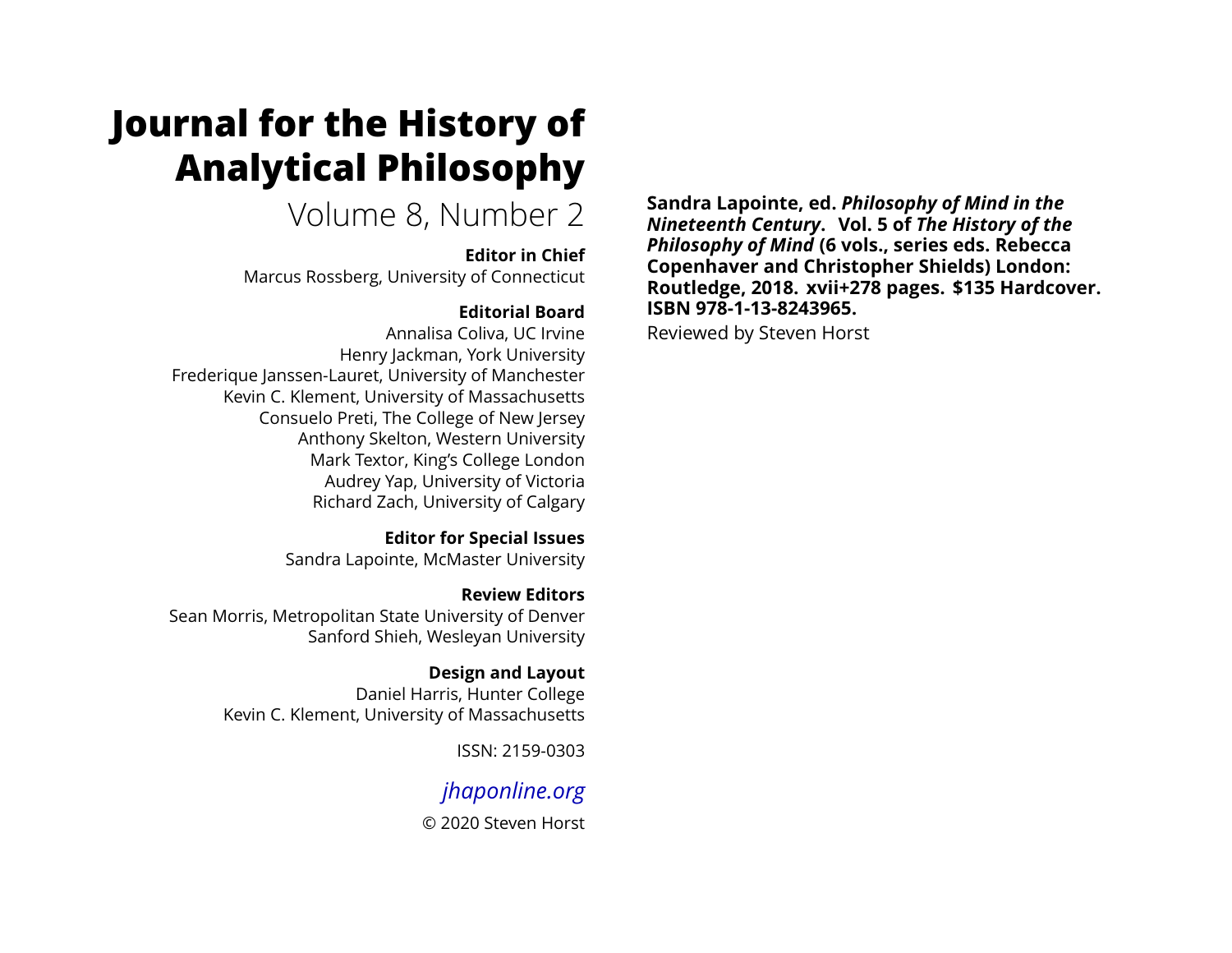# Journal for the History of Analytical Philosophy

Volume 8, Number 2

**Editor in Chief**

Marcus Rossberg, University of Connecticut

**Editorial Board**

Annalisa Coliva, UC Irvine
Henry Jackman, York University
Frederique Janssen-Lauret, University of Manchester
Kevin C. Klement, University of Massachusetts
Consuelo Preti, The College of New Jersey
Anthony Skelton, Western University
Mark Textor, King's College London
Audrey Yap, University of Victoria
Richard Zach, University of Calgary

**Editor for Special Issues**

Sandra Lapointe, McMaster University

**Review Editors**

Sean Morris, Metropolitan State University of Denver
Sanford Shieh, Wesleyan University

**Design and Layout**

Daniel Harris, Hunter College
Kevin C. Klement, University of Massachusetts

ISSN: 2159-0303

*jhaponline.org*

© 2020 Steven Horst

**Sandra Lapointe, ed. *Philosophy of Mind in the Nineteenth Century*. Vol. 5 of *The History of the Philosophy of Mind* (6 vols., series eds. Rebecca Copenhaver and Christopher Shields) London: Routledge, 2018. xvii+278 pages. $135 Hardcover. ISBN 978-1-13-8243965.**

Reviewed by Steven Horst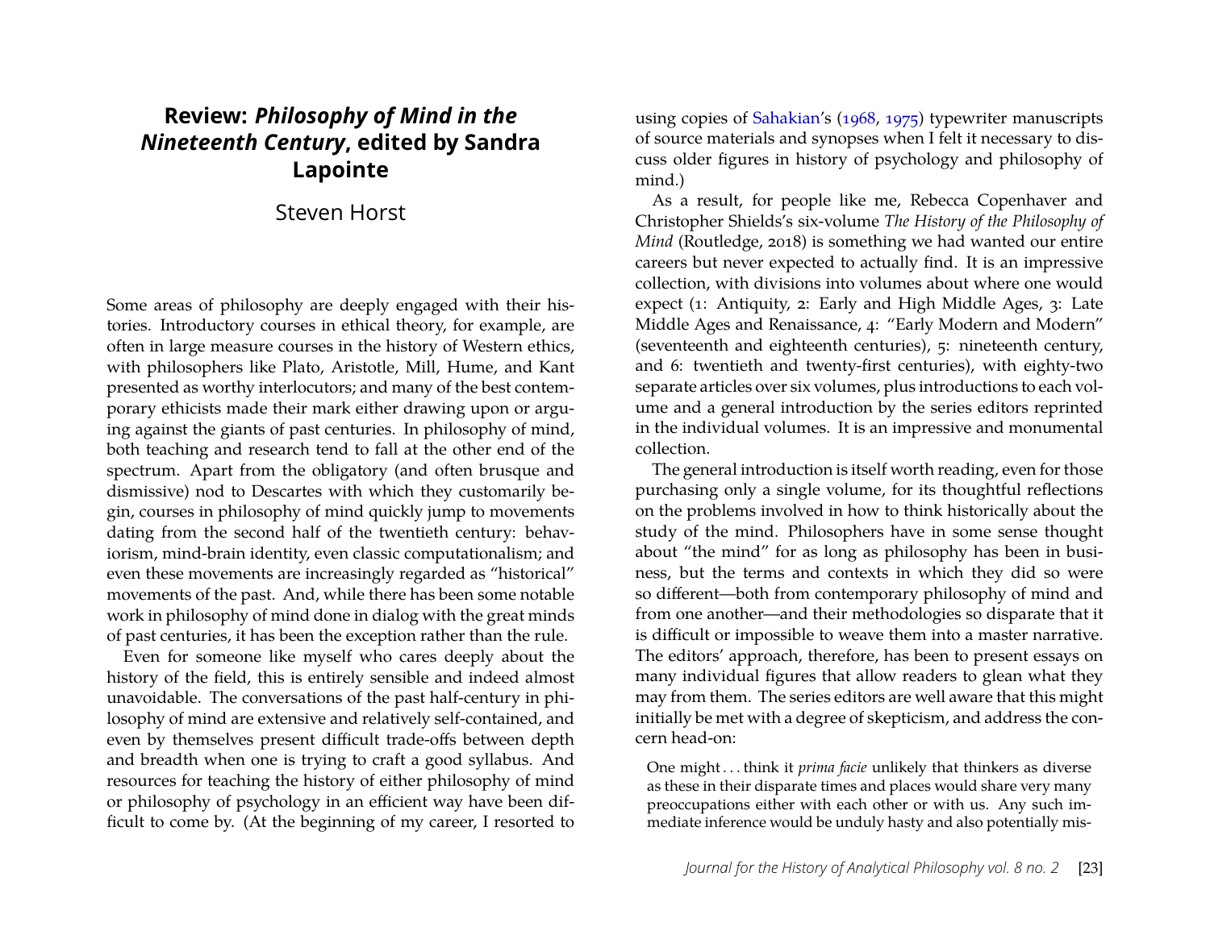# Review: *Philosophy of Mind in the Nineteenth Century*, edited by Sandra Lapointe

Steven Horst

Some areas of philosophy are deeply engaged with their histories. Introductory courses in ethical theory, for example, are often in large measure courses in the history of Western ethics, with philosophers like Plato, Aristotle, Mill, Hume, and Kant presented as worthy interlocutors; and many of the best contemporary ethicists made their mark either drawing upon or arguing against the giants of past centuries. In philosophy of mind, both teaching and research tend to fall at the other end of the spectrum. Apart from the obligatory (and often brusque and dismissive) nod to Descartes with which they customarily begin, courses in philosophy of mind quickly jump to movements dating from the second half of the twentieth century: behaviorism, mind-brain identity, even classic computationalism; and even these movements are increasingly regarded as "historical" movements of the past. And, while there has been some notable work in philosophy of mind done in dialog with the great minds of past centuries, it has been the exception rather than the rule.

Even for someone like myself who cares deeply about the history of the field, this is entirely sensible and indeed almost unavoidable. The conversations of the past half-century in philosophy of mind are extensive and relatively self-contained, and even by themselves present difficult trade-offs between depth and breadth when one is trying to craft a good syllabus. And resources for teaching the history of either philosophy of mind or philosophy of psychology in an efficient way have been difficult to come by. (At the beginning of my career, I resorted to using copies of Sahakian's (1968, 1975) typewriter manuscripts of source materials and synopses when I felt it necessary to discuss older figures in history of psychology and philosophy of mind.)

As a result, for people like me, Rebecca Copenhaver and Christopher Shields's six-volume *The History of the Philosophy of Mind* (Routledge, 2018) is something we had wanted our entire careers but never expected to actually find. It is an impressive collection, with divisions into volumes about where one would expect (1: Antiquity, 2: Early and High Middle Ages, 3: Late Middle Ages and Renaissance, 4: "Early Modern and Modern" (seventeenth and eighteenth centuries), 5: nineteenth century, and 6: twentieth and twenty-first centuries), with eighty-two separate articles over six volumes, plus introductions to each volume and a general introduction by the series editors reprinted in the individual volumes. It is an impressive and monumental collection.

The general introduction is itself worth reading, even for those purchasing only a single volume, for its thoughtful reflections on the problems involved in how to think historically about the study of the mind. Philosophers have in some sense thought about "the mind" for as long as philosophy has been in business, but the terms and contexts in which they did so were so different—both from contemporary philosophy of mind and from one another—and their methodologies so disparate that it is difficult or impossible to weave them into a master narrative. The editors' approach, therefore, has been to present essays on many individual figures that allow readers to glean what they may from them. The series editors are well aware that this might initially be met with a degree of skepticism, and address the concern head-on:

> One might . . . think it *prima facie* unlikely that thinkers as diverse as these in their disparate times and places would share very many preoccupations either with each other or with us. Any such immediate inference would be unduly hasty and also potentially mis-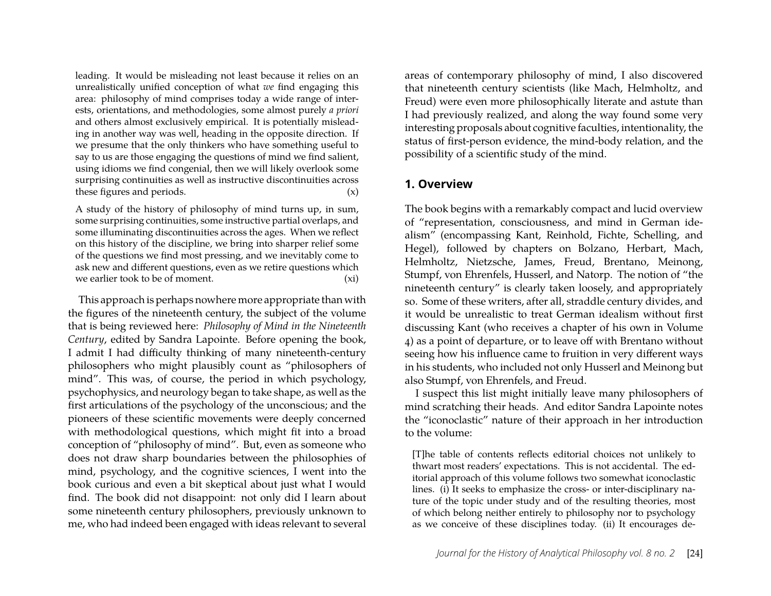> leading. It would be misleading not least because it relies on an unrealistically unified conception of what *we* find engaging this area: philosophy of mind comprises today a wide range of interests, orientations, and methodologies, some almost purely *a priori* and others almost exclusively empirical. It is potentially misleading in another way was well, heading in the opposite direction. If we presume that the only thinkers who have something useful to say to us are those engaging the questions of mind we find salient, using idioms we find congenial, then we will likely overlook some surprising continuities as well as instructive discontinuities across these figures and periods. (x)

> A study of the history of philosophy of mind turns up, in sum, some surprising continuities, some instructive partial overlaps, and some illuminating discontinuities across the ages. When we reflect on this history of the discipline, we bring into sharper relief some of the questions we find most pressing, and we inevitably come to ask new and different questions, even as we retire questions which we earlier took to be of moment. (xi)

This approach is perhaps nowhere more appropriate than with the figures of the nineteenth century, the subject of the volume that is being reviewed here: *Philosophy of Mind in the Nineteenth Century*, edited by Sandra Lapointe. Before opening the book, I admit I had difficulty thinking of many nineteenth-century philosophers who might plausibly count as "philosophers of mind". This was, of course, the period in which psychology, psychophysics, and neurology began to take shape, as well as the first articulations of the psychology of the unconscious; and the pioneers of these scientific movements were deeply concerned with methodological questions, which might fit into a broad conception of "philosophy of mind". But, even as someone who does not draw sharp boundaries between the philosophies of mind, psychology, and the cognitive sciences, I went into the book curious and even a bit skeptical about just what I would find. The book did not disappoint: not only did I learn about some nineteenth century philosophers, previously unknown to me, who had indeed been engaged with ideas relevant to several areas of contemporary philosophy of mind, I also discovered that nineteenth century scientists (like Mach, Helmholtz, and Freud) were even more philosophically literate and astute than I had previously realized, and along the way found some very interesting proposals about cognitive faculties, intentionality, the status of first-person evidence, the mind-body relation, and the possibility of a scientific study of the mind.

## 1. Overview

The book begins with a remarkably compact and lucid overview of "representation, consciousness, and mind in German idealism" (encompassing Kant, Reinhold, Fichte, Schelling, and Hegel), followed by chapters on Bolzano, Herbart, Mach, Helmholtz, Nietzsche, James, Freud, Brentano, Meinong, Stumpf, von Ehrenfels, Husserl, and Natorp. The notion of "the nineteenth century" is clearly taken loosely, and appropriately so. Some of these writers, after all, straddle century divides, and it would be unrealistic to treat German idealism without first discussing Kant (who receives a chapter of his own in Volume 4) as a point of departure, or to leave off with Brentano without seeing how his influence came to fruition in very different ways in his students, who included not only Husserl and Meinong but also Stumpf, von Ehrenfels, and Freud.

I suspect this list might initially leave many philosophers of mind scratching their heads. And editor Sandra Lapointe notes the "iconoclastic" nature of their approach in her introduction to the volume:

> [T]he table of contents reflects editorial choices not unlikely to thwart most readers' expectations. This is not accidental. The editorial approach of this volume follows two somewhat iconoclastic lines. (i) It seeks to emphasize the cross- or inter-disciplinary nature of the topic under study and of the resulting theories, most of which belong neither entirely to philosophy nor to psychology as we conceive of these disciplines today. (ii) It encourages de-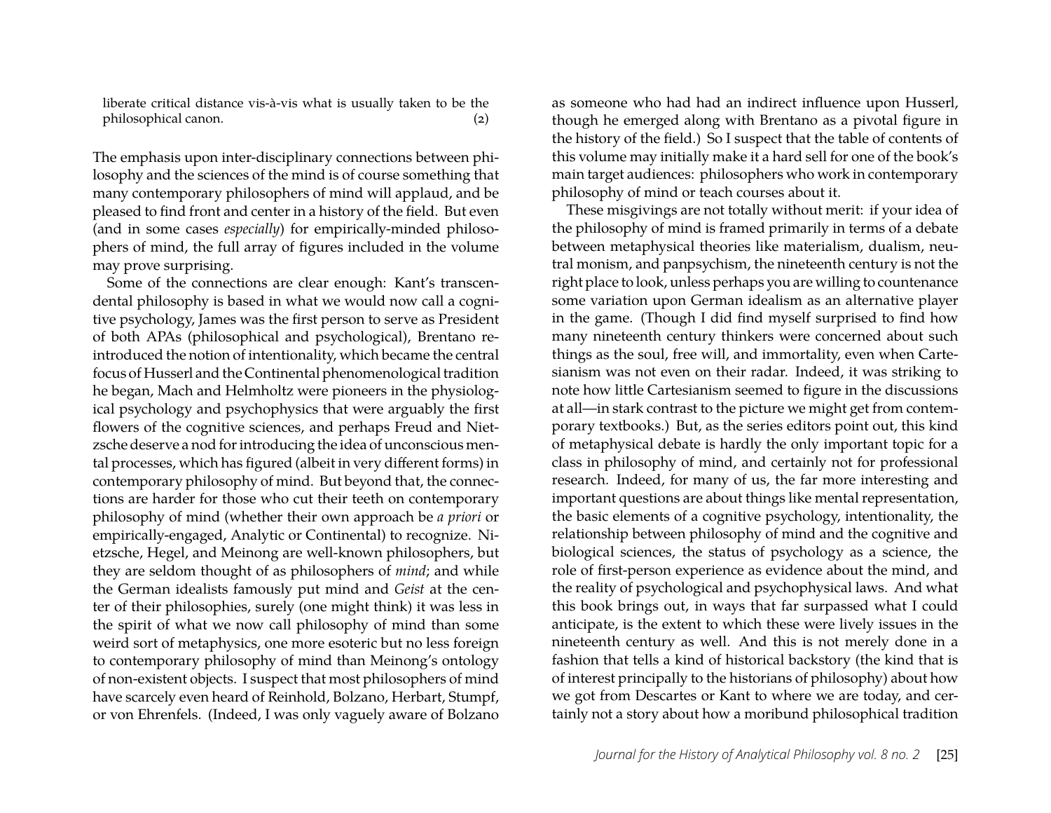liberate critical distance vis-à-vis what is usually taken to be the philosophical canon. (2)

The emphasis upon inter-disciplinary connections between philosophy and the sciences of the mind is of course something that many contemporary philosophers of mind will applaud, and be pleased to find front and center in a history of the field. But even (and in some cases *especially*) for empirically-minded philosophers of mind, the full array of figures included in the volume may prove surprising.

Some of the connections are clear enough: Kant's transcendental philosophy is based in what we would now call a cognitive psychology, James was the first person to serve as President of both APAs (philosophical and psychological), Brentano reintroduced the notion of intentionality, which became the central focus of Husserl and the Continental phenomenological tradition he began, Mach and Helmholtz were pioneers in the physiological psychology and psychophysics that were arguably the first flowers of the cognitive sciences, and perhaps Freud and Nietzsche deserve a nod for introducing the idea of unconscious mental processes, which has figured (albeit in very different forms) in contemporary philosophy of mind. But beyond that, the connections are harder for those who cut their teeth on contemporary philosophy of mind (whether their own approach be *a priori* or empirically-engaged, Analytic or Continental) to recognize. Nietzsche, Hegel, and Meinong are well-known philosophers, but they are seldom thought of as philosophers of *mind*; and while the German idealists famously put mind and *Geist* at the center of their philosophies, surely (one might think) it was less in the spirit of what we now call philosophy of mind than some weird sort of metaphysics, one more esoteric but no less foreign to contemporary philosophy of mind than Meinong's ontology of non-existent objects. I suspect that most philosophers of mind have scarcely even heard of Reinhold, Bolzano, Herbart, Stumpf, or von Ehrenfels. (Indeed, I was only vaguely aware of Bolzano as someone who had had an indirect influence upon Husserl, though he emerged along with Brentano as a pivotal figure in the history of the field.) So I suspect that the table of contents of this volume may initially make it a hard sell for one of the book's main target audiences: philosophers who work in contemporary philosophy of mind or teach courses about it.

These misgivings are not totally without merit: if your idea of the philosophy of mind is framed primarily in terms of a debate between metaphysical theories like materialism, dualism, neutral monism, and panpsychism, the nineteenth century is not the right place to look, unless perhaps you are willing to countenance some variation upon German idealism as an alternative player in the game. (Though I did find myself surprised to find how many nineteenth century thinkers were concerned about such things as the soul, free will, and immortality, even when Cartesianism was not even on their radar. Indeed, it was striking to note how little Cartesianism seemed to figure in the discussions at all—in stark contrast to the picture we might get from contemporary textbooks.) But, as the series editors point out, this kind of metaphysical debate is hardly the only important topic for a class in philosophy of mind, and certainly not for professional research. Indeed, for many of us, the far more interesting and important questions are about things like mental representation, the basic elements of a cognitive psychology, intentionality, the relationship between philosophy of mind and the cognitive and biological sciences, the status of psychology as a science, the role of first-person experience as evidence about the mind, and the reality of psychological and psychophysical laws. And what this book brings out, in ways that far surpassed what I could anticipate, is the extent to which these were lively issues in the nineteenth century as well. And this is not merely done in a fashion that tells a kind of historical backstory (the kind that is of interest principally to the historians of philosophy) about how we got from Descartes or Kant to where we are today, and certainly not a story about how a moribund philosophical tradition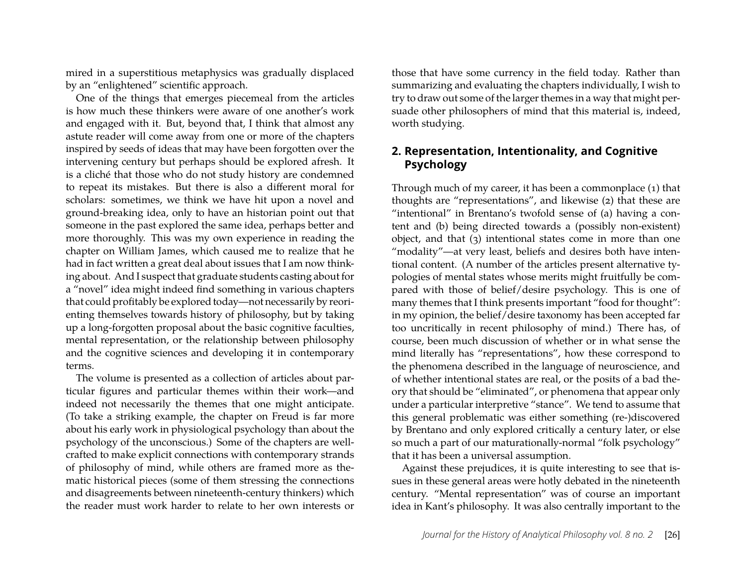mired in a superstitious metaphysics was gradually displaced by an "enlightened" scientific approach.

One of the things that emerges piecemeal from the articles is how much these thinkers were aware of one another's work and engaged with it. But, beyond that, I think that almost any astute reader will come away from one or more of the chapters inspired by seeds of ideas that may have been forgotten over the intervening century but perhaps should be explored afresh. It is a cliché that those who do not study history are condemned to repeat its mistakes. But there is also a different moral for scholars: sometimes, we think we have hit upon a novel and ground-breaking idea, only to have an historian point out that someone in the past explored the same idea, perhaps better and more thoroughly. This was my own experience in reading the chapter on William James, which caused me to realize that he had in fact written a great deal about issues that I am now thinking about. And I suspect that graduate students casting about for a "novel" idea might indeed find something in various chapters that could profitably be explored today—not necessarily by reorienting themselves towards history of philosophy, but by taking up a long-forgotten proposal about the basic cognitive faculties, mental representation, or the relationship between philosophy and the cognitive sciences and developing it in contemporary terms.

The volume is presented as a collection of articles about particular figures and particular themes within their work—and indeed not necessarily the themes that one might anticipate. (To take a striking example, the chapter on Freud is far more about his early work in physiological psychology than about the psychology of the unconscious.) Some of the chapters are well-crafted to make explicit connections with contemporary strands of philosophy of mind, while others are framed more as thematic historical pieces (some of them stressing the connections and disagreements between nineteenth-century thinkers) which the reader must work harder to relate to her own interests or those that have some currency in the field today. Rather than summarizing and evaluating the chapters individually, I wish to try to draw out some of the larger themes in a way that might persuade other philosophers of mind that this material is, indeed, worth studying.

## 2. Representation, Intentionality, and Cognitive Psychology

Through much of my career, it has been a commonplace (1) that thoughts are "representations", and likewise (2) that these are "intentional" in Brentano's twofold sense of (a) having a content and (b) being directed towards a (possibly non-existent) object, and that (3) intentional states come in more than one "modality"—at very least, beliefs and desires both have intentional content. (A number of the articles present alternative typologies of mental states whose merits might fruitfully be compared with those of belief/desire psychology. This is one of many themes that I think presents important "food for thought": in my opinion, the belief/desire taxonomy has been accepted far too uncritically in recent philosophy of mind.) There has, of course, been much discussion of whether or in what sense the mind literally has "representations", how these correspond to the phenomena described in the language of neuroscience, and of whether intentional states are real, or the posits of a bad theory that should be "eliminated", or phenomena that appear only under a particular interpretive "stance". We tend to assume that this general problematic was either something (re-)discovered by Brentano and only explored critically a century later, or else so much a part of our maturationally-normal "folk psychology" that it has been a universal assumption.

Against these prejudices, it is quite interesting to see that issues in these general areas were hotly debated in the nineteenth century. "Mental representation" was of course an important idea in Kant's philosophy. It was also centrally important to the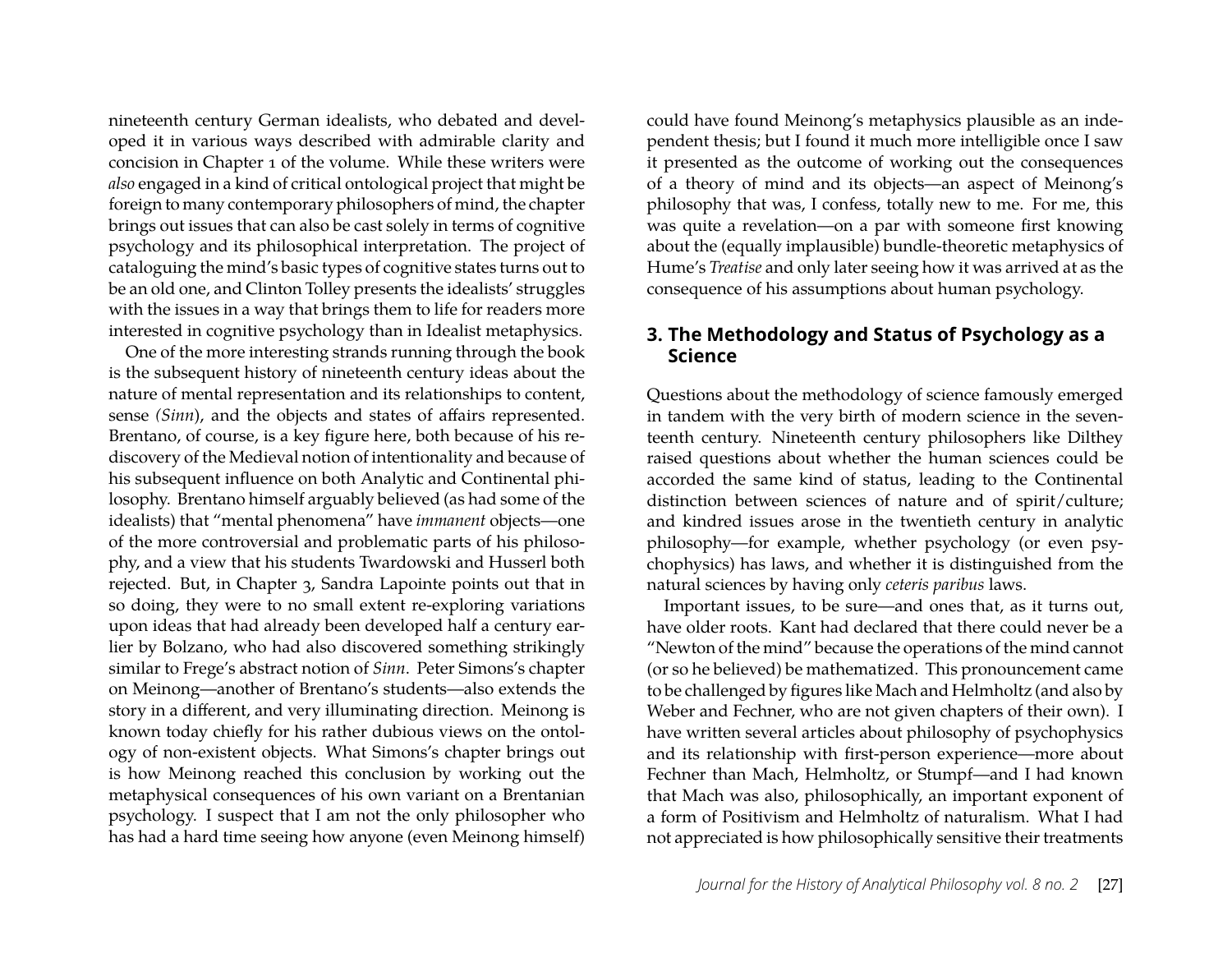nineteenth century German idealists, who debated and developed it in various ways described with admirable clarity and concision in Chapter 1 of the volume. While these writers were *also* engaged in a kind of critical ontological project that might be foreign to many contemporary philosophers of mind, the chapter brings out issues that can also be cast solely in terms of cognitive psychology and its philosophical interpretation. The project of cataloguing the mind's basic types of cognitive states turns out to be an old one, and Clinton Tolley presents the idealists' struggles with the issues in a way that brings them to life for readers more interested in cognitive psychology than in Idealist metaphysics.

One of the more interesting strands running through the book is the subsequent history of nineteenth century ideas about the nature of mental representation and its relationships to content, sense *(Sinn*), and the objects and states of affairs represented. Brentano, of course, is a key figure here, both because of his rediscovery of the Medieval notion of intentionality and because of his subsequent influence on both Analytic and Continental philosophy. Brentano himself arguably believed (as had some of the idealists) that "mental phenomena" have *immanent* objects—one of the more controversial and problematic parts of his philosophy, and a view that his students Twardowski and Husserl both rejected. But, in Chapter 3, Sandra Lapointe points out that in so doing, they were to no small extent re-exploring variations upon ideas that had already been developed half a century earlier by Bolzano, who had also discovered something strikingly similar to Frege's abstract notion of *Sinn*. Peter Simons's chapter on Meinong—another of Brentano's students—also extends the story in a different, and very illuminating direction. Meinong is known today chiefly for his rather dubious views on the ontology of non-existent objects. What Simons's chapter brings out is how Meinong reached this conclusion by working out the metaphysical consequences of his own variant on a Brentanian psychology. I suspect that I am not the only philosopher who has had a hard time seeing how anyone (even Meinong himself) could have found Meinong's metaphysics plausible as an independent thesis; but I found it much more intelligible once I saw it presented as the outcome of working out the consequences of a theory of mind and its objects—an aspect of Meinong's philosophy that was, I confess, totally new to me. For me, this was quite a revelation—on a par with someone first knowing about the (equally implausible) bundle-theoretic metaphysics of Hume's *Treatise* and only later seeing how it was arrived at as the consequence of his assumptions about human psychology.

## 3. The Methodology and Status of Psychology as a Science

Questions about the methodology of science famously emerged in tandem with the very birth of modern science in the seventeenth century. Nineteenth century philosophers like Dilthey raised questions about whether the human sciences could be accorded the same kind of status, leading to the Continental distinction between sciences of nature and of spirit/culture; and kindred issues arose in the twentieth century in analytic philosophy—for example, whether psychology (or even psychophysics) has laws, and whether it is distinguished from the natural sciences by having only *ceteris paribus* laws.

Important issues, to be sure—and ones that, as it turns out, have older roots. Kant had declared that there could never be a "Newton of the mind" because the operations of the mind cannot (or so he believed) be mathematized. This pronouncement came to be challenged by figures like Mach and Helmholtz (and also by Weber and Fechner, who are not given chapters of their own). I have written several articles about philosophy of psychophysics and its relationship with first-person experience—more about Fechner than Mach, Helmholtz, or Stumpf—and I had known that Mach was also, philosophically, an important exponent of a form of Positivism and Helmholtz of naturalism. What I had not appreciated is how philosophically sensitive their treatments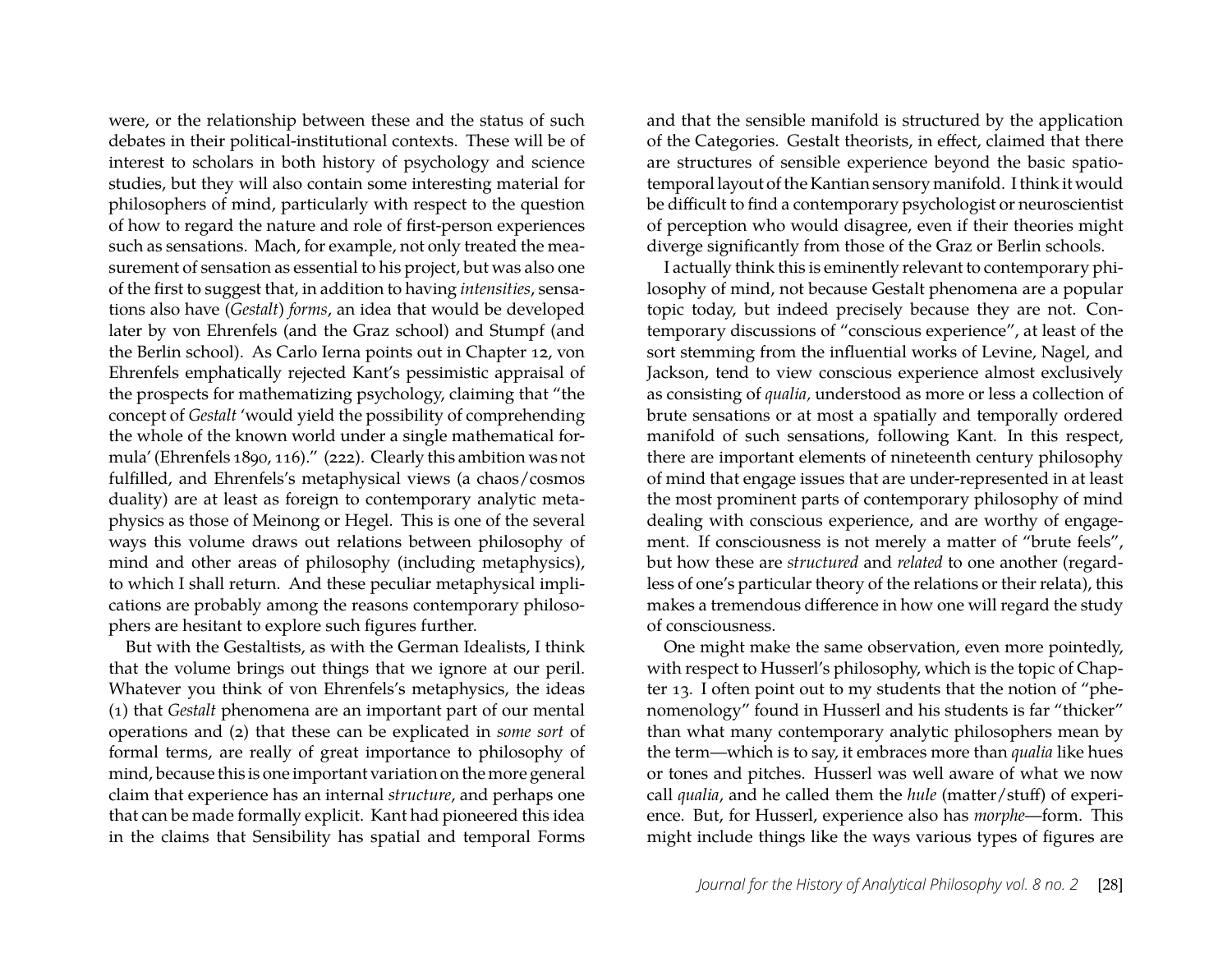were, or the relationship between these and the status of such debates in their political-institutional contexts. These will be of interest to scholars in both history of psychology and science studies, but they will also contain some interesting material for philosophers of mind, particularly with respect to the question of how to regard the nature and role of first-person experiences such as sensations. Mach, for example, not only treated the measurement of sensation as essential to his project, but was also one of the first to suggest that, in addition to having *intensities*, sensations also have (*Gestalt*) *forms*, an idea that would be developed later by von Ehrenfels (and the Graz school) and Stumpf (and the Berlin school). As Carlo Ierna points out in Chapter 12, von Ehrenfels emphatically rejected Kant's pessimistic appraisal of the prospects for mathematizing psychology, claiming that "the concept of *Gestalt* 'would yield the possibility of comprehending the whole of the known world under a single mathematical formula' (Ehrenfels 1890, 116)." (222). Clearly this ambition was not fulfilled, and Ehrenfels's metaphysical views (a chaos/cosmos duality) are at least as foreign to contemporary analytic metaphysics as those of Meinong or Hegel. This is one of the several ways this volume draws out relations between philosophy of mind and other areas of philosophy (including metaphysics), to which I shall return. And these peculiar metaphysical implications are probably among the reasons contemporary philosophers are hesitant to explore such figures further.

But with the Gestaltists, as with the German Idealists, I think that the volume brings out things that we ignore at our peril. Whatever you think of von Ehrenfels's metaphysics, the ideas (1) that *Gestalt* phenomena are an important part of our mental operations and (2) that these can be explicated in *some sort* of formal terms, are really of great importance to philosophy of mind, because this is one important variation on the more general claim that experience has an internal *structure*, and perhaps one that can be made formally explicit. Kant had pioneered this idea in the claims that Sensibility has spatial and temporal Forms and that the sensible manifold is structured by the application of the Categories. Gestalt theorists, in effect, claimed that there are structures of sensible experience beyond the basic spatio-temporal layout of the Kantian sensory manifold. I think it would be difficult to find a contemporary psychologist or neuroscientist of perception who would disagree, even if their theories might diverge significantly from those of the Graz or Berlin schools.

I actually think this is eminently relevant to contemporary philosophy of mind, not because Gestalt phenomena are a popular topic today, but indeed precisely because they are not. Contemporary discussions of "conscious experience", at least of the sort stemming from the influential works of Levine, Nagel, and Jackson, tend to view conscious experience almost exclusively as consisting of *qualia,* understood as more or less a collection of brute sensations or at most a spatially and temporally ordered manifold of such sensations, following Kant. In this respect, there are important elements of nineteenth century philosophy of mind that engage issues that are under-represented in at least the most prominent parts of contemporary philosophy of mind dealing with conscious experience, and are worthy of engagement. If consciousness is not merely a matter of "brute feels", but how these are *structured* and *related* to one another (regardless of one's particular theory of the relations or their relata), this makes a tremendous difference in how one will regard the study of consciousness.

One might make the same observation, even more pointedly, with respect to Husserl's philosophy, which is the topic of Chapter 13. I often point out to my students that the notion of "phenomenology" found in Husserl and his students is far "thicker" than what many contemporary analytic philosophers mean by the term—which is to say, it embraces more than *qualia* like hues or tones and pitches. Husserl was well aware of what we now call *qualia*, and he called them the *hule* (matter/stuff) of experience. But, for Husserl, experience also has *morphe*—form. This might include things like the ways various types of figures are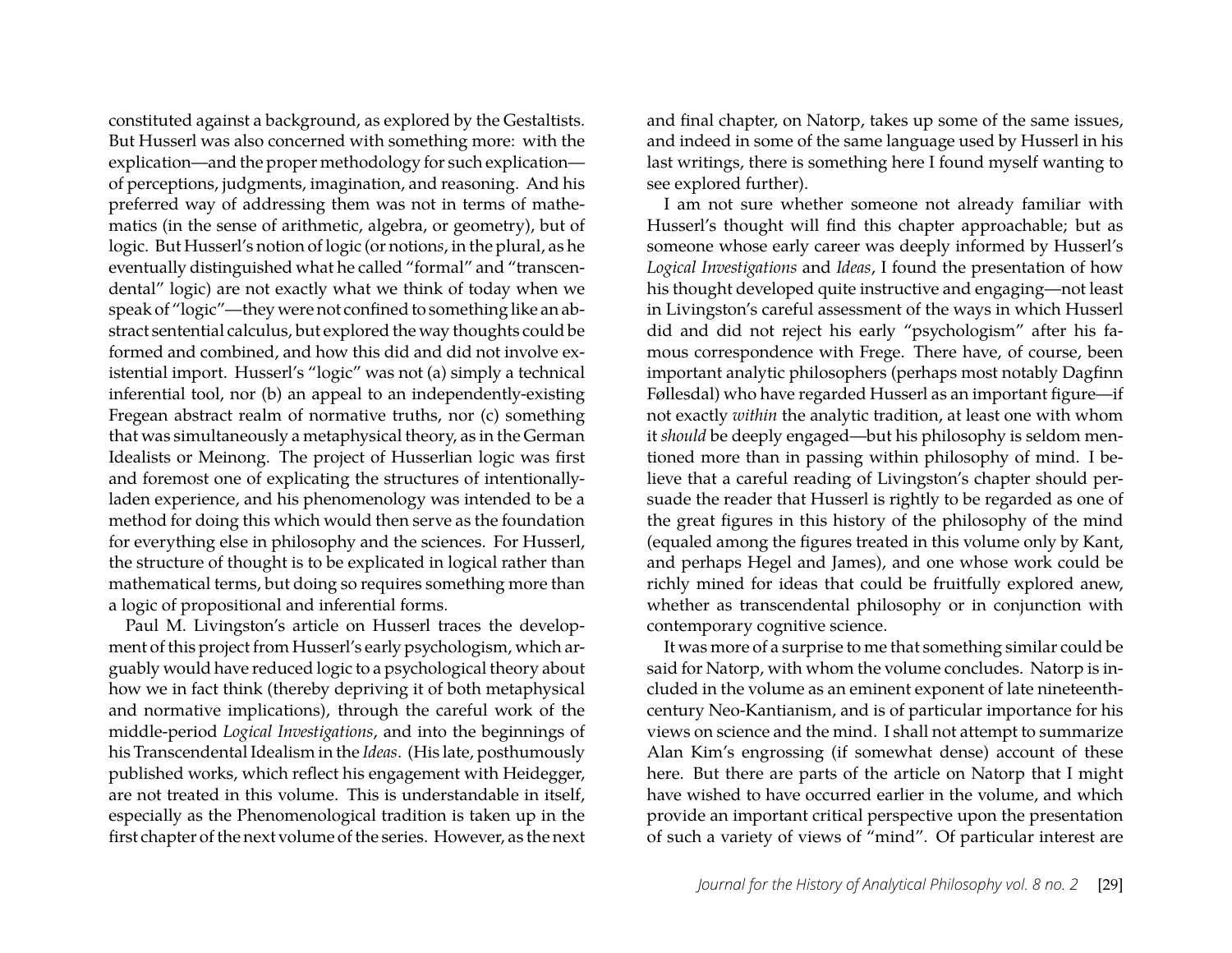constituted against a background, as explored by the Gestaltists. But Husserl was also concerned with something more: with the explication—and the proper methodology for such explication—of perceptions, judgments, imagination, and reasoning. And his preferred way of addressing them was not in terms of mathematics (in the sense of arithmetic, algebra, or geometry), but of logic. But Husserl's notion of logic (or notion*s*, in the plural, as he eventually distinguished what he called "formal" and "transcendental" logic) are not exactly what we think of today when we speak of "logic"—they were not confined to something like an abstract sentential calculus, but explored the way thoughts could be formed and combined, and how this did and did not involve existential import. Husserl's "logic" was not (a) simply a technical inferential tool, nor (b) an appeal to an independently-existing Fregean abstract realm of normative truths, nor (c) something that was simultaneously a metaphysical theory, as in the German Idealists or Meinong. The project of Husserlian logic was first and foremost one of explicating the structures of intentionally-laden experience, and his phenomenology was intended to be a method for doing this which would then serve as the foundation for everything else in philosophy and the sciences. For Husserl, the structure of thought is to be explicated in logical rather than mathematical terms, but doing so requires something more than a logic of propositional and inferential forms.

Paul M. Livingston's article on Husserl traces the development of this project from Husserl's early psychologism, which arguably would have reduced logic to a psychological theory about how we in fact think (thereby depriving it of both metaphysical and normative implications), through the careful work of the middle-period *Logical Investigations*, and into the beginnings of his Transcendental Idealism in the *Ideas*. (His late, posthumously published works, which reflect his engagement with Heidegger, are not treated in this volume. This is understandable in itself, especially as the Phenomenological tradition is taken up in the first chapter of the next volume of the series. However, as the next and final chapter, on Natorp, takes up some of the same issues, and indeed in some of the same language used by Husserl in his last writings, there is something here I found myself wanting to see explored further).

I am not sure whether someone not already familiar with Husserl's thought will find this chapter approachable; but as someone whose early career was deeply informed by Husserl's *Logical Investigations* and *Ideas*, I found the presentation of how his thought developed quite instructive and engaging—not least in Livingston's careful assessment of the ways in which Husserl did and did not reject his early "psychologism" after his famous correspondence with Frege. There have, of course, been important analytic philosophers (perhaps most notably Dagfinn Føllesdal) who have regarded Husserl as an important figure—if not exactly *within* the analytic tradition, at least one with whom it *should* be deeply engaged—but his philosophy is seldom mentioned more than in passing within philosophy of mind. I believe that a careful reading of Livingston's chapter should persuade the reader that Husserl is rightly to be regarded as one of the great figures in this history of the philosophy of the mind (equaled among the figures treated in this volume only by Kant, and perhaps Hegel and James), and one whose work could be richly mined for ideas that could be fruitfully explored anew, whether as transcendental philosophy or in conjunction with contemporary cognitive science.

It was more of a surprise to me that something similar could be said for Natorp, with whom the volume concludes. Natorp is included in the volume as an eminent exponent of late nineteenth-century Neo-Kantianism, and is of particular importance for his views on science and the mind. I shall not attempt to summarize Alan Kim's engrossing (if somewhat dense) account of these here. But there are parts of the article on Natorp that I might have wished to have occurred earlier in the volume, and which provide an important critical perspective upon the presentation of such a variety of views of "mind". Of particular interest are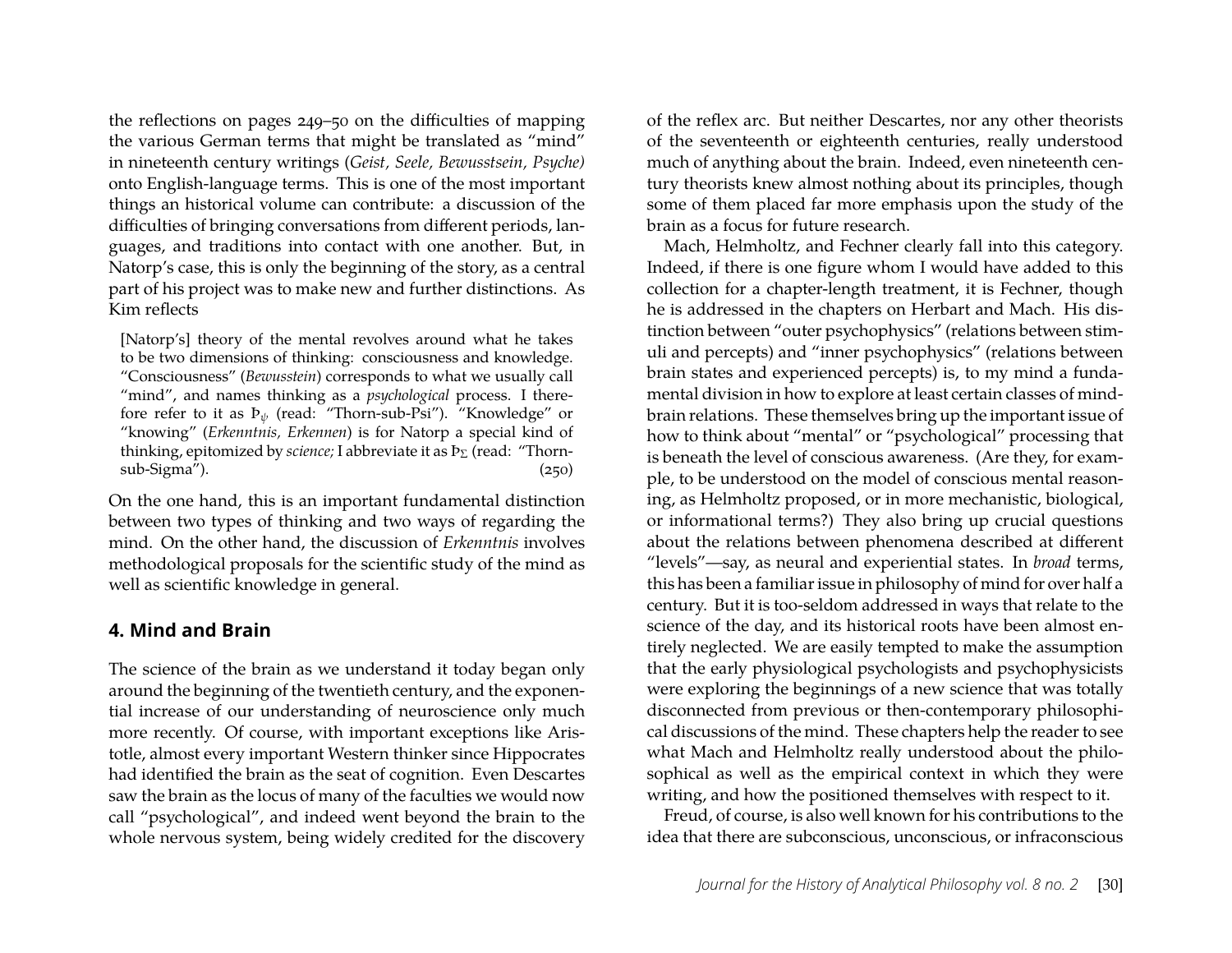the reflections on pages 249–50 on the difficulties of mapping the various German terms that might be translated as "mind" in nineteenth century writings (*Geist, Seele, Bewusstsein, Psyche)* onto English-language terms. This is one of the most important things an historical volume can contribute: a discussion of the difficulties of bringing conversations from different periods, languages, and traditions into contact with one another. But, in Natorp's case, this is only the beginning of the story, as a central part of his project was to make new and further distinctions. As Kim reflects

> [Natorp's] theory of the mental revolves around what he takes to be two dimensions of thinking: consciousness and knowledge. "Consciousness" (*Bewusstsein*) corresponds to what we usually call "mind", and names thinking as a *psychological* process. I therefore refer to it as $Þ_{\psi}$ (read: "Thorn-sub-Psi"). "Knowledge" or "knowing" (*Erkenntnis, Erkennen*) is for Natorp a special kind of thinking, epitomized by *science;* I abbreviate it as $Þ_{\Sigma}$ (read: "Thorn-sub-Sigma"). (250)

On the one hand, this is an important fundamental distinction between two types of thinking and two ways of regarding the mind. On the other hand, the discussion of *Erkenntnis* involves methodological proposals for the scientific study of the mind as well as scientific knowledge in general.

## 4. Mind and Brain

The science of the brain as we understand it today began only around the beginning of the twentieth century, and the exponential increase of our understanding of neuroscience only much more recently. Of course, with important exceptions like Aristotle, almost every important Western thinker since Hippocrates had identified the brain as the seat of cognition. Even Descartes saw the brain as the locus of many of the faculties we would now call "psychological", and indeed went beyond the brain to the whole nervous system, being widely credited for the discovery of the reflex arc. But neither Descartes, nor any other theorists of the seventeenth or eighteenth centuries, really understood much of anything about the brain. Indeed, even nineteenth century theorists knew almost nothing about its principles, though some of them placed far more emphasis upon the study of the brain as a focus for future research.

Mach, Helmholtz, and Fechner clearly fall into this category. Indeed, if there is one figure whom I would have added to this collection for a chapter-length treatment, it is Fechner, though he is addressed in the chapters on Herbart and Mach. His distinction between "outer psychophysics" (relations between stimuli and percepts) and "inner psychophysics" (relations between brain states and experienced percepts) is, to my mind a fundamental division in how to explore at least certain classes of mind-brain relations. These themselves bring up the important issue of how to think about "mental" or "psychological" processing that is beneath the level of conscious awareness. (Are they, for example, to be understood on the model of conscious mental reasoning, as Helmholtz proposed, or in more mechanistic, biological, or informational terms?) They also bring up crucial questions about the relations between phenomena described at different "levels"—say, as neural and experiential states. In *broad* terms, this has been a familiar issue in philosophy of mind for over half a century. But it is too-seldom addressed in ways that relate to the science of the day, and its historical roots have been almost entirely neglected. We are easily tempted to make the assumption that the early physiological psychologists and psychophysicists were exploring the beginnings of a new science that was totally disconnected from previous or then-contemporary philosophical discussions of the mind. These chapters help the reader to see what Mach and Helmholtz really understood about the philosophical as well as the empirical context in which they were writing, and how the positioned themselves with respect to it.

Freud, of course, is also well known for his contributions to the idea that there are subconscious, unconscious, or infraconscious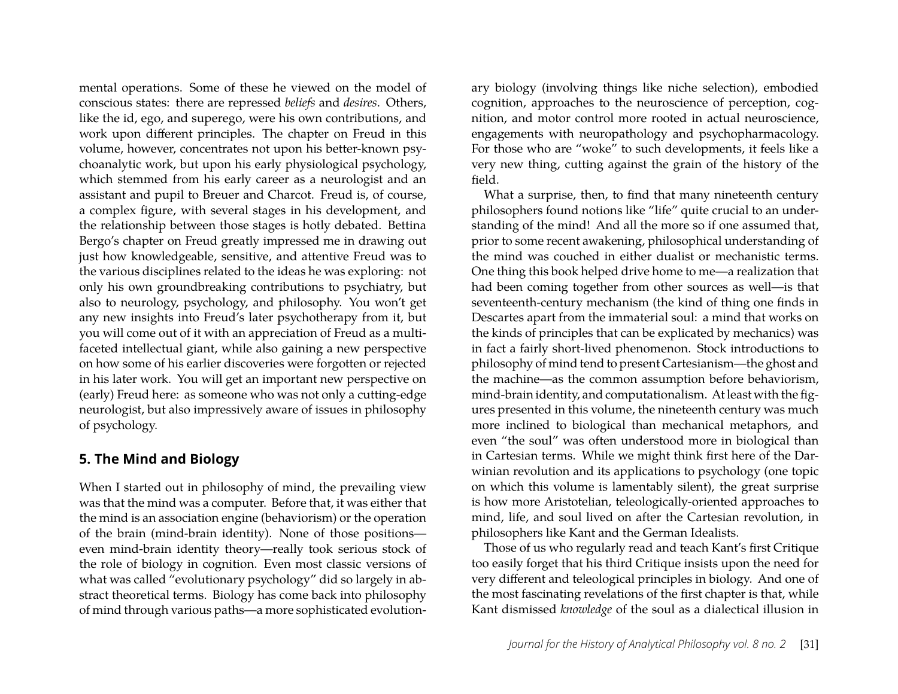mental operations. Some of these he viewed on the model of conscious states: there are repressed *beliefs* and *desires*. Others, like the id, ego, and superego, were his own contributions, and work upon different principles. The chapter on Freud in this volume, however, concentrates not upon his better-known psychoanalytic work, but upon his early physiological psychology, which stemmed from his early career as a neurologist and an assistant and pupil to Breuer and Charcot. Freud is, of course, a complex figure, with several stages in his development, and the relationship between those stages is hotly debated. Bettina Bergo's chapter on Freud greatly impressed me in drawing out just how knowledgeable, sensitive, and attentive Freud was to the various disciplines related to the ideas he was exploring: not only his own groundbreaking contributions to psychiatry, but also to neurology, psychology, and philosophy. You won't get any new insights into Freud's later psychotherapy from it, but you will come out of it with an appreciation of Freud as a multifaceted intellectual giant, while also gaining a new perspective on how some of his earlier discoveries were forgotten or rejected in his later work. You will get an important new perspective on (early) Freud here: as someone who was not only a cutting-edge neurologist, but also impressively aware of issues in philosophy of psychology.

## 5. The Mind and Biology

When I started out in philosophy of mind, the prevailing view was that the mind was a computer. Before that, it was either that the mind is an association engine (behaviorism) or the operation of the brain (mind-brain identity). None of those positions—even mind-brain identity theory—really took serious stock of the role of biology in cognition. Even most classic versions of what was called "evolutionary psychology" did so largely in abstract theoretical terms. Biology has come back into philosophy of mind through various paths—a more sophisticated evolutionary biology (involving things like niche selection), embodied cognition, approaches to the neuroscience of perception, cognition, and motor control more rooted in actual neuroscience, engagements with neuropathology and psychopharmacology. For those who are "woke" to such developments, it feels like a very new thing, cutting against the grain of the history of the field.

What a surprise, then, to find that many nineteenth century philosophers found notions like "life" quite crucial to an understanding of the mind! And all the more so if one assumed that, prior to some recent awakening, philosophical understanding of the mind was couched in either dualist or mechanistic terms. One thing this book helped drive home to me—a realization that had been coming together from other sources as well—is that seventeenth-century mechanism (the kind of thing one finds in Descartes apart from the immaterial soul: a mind that works on the kinds of principles that can be explicated by mechanics) was in fact a fairly short-lived phenomenon. Stock introductions to philosophy of mind tend to present Cartesianism—the ghost and the machine—as the common assumption before behaviorism, mind-brain identity, and computationalism. At least with the figures presented in this volume, the nineteenth century was much more inclined to biological than mechanical metaphors, and even "the soul" was often understood more in biological than in Cartesian terms. While we might think first here of the Darwinian revolution and its applications to psychology (one topic on which this volume is lamentably silent), the great surprise is how more Aristotelian, teleologically-oriented approaches to mind, life, and soul lived on after the Cartesian revolution, in philosophers like Kant and the German Idealists.

Those of us who regularly read and teach Kant's first Critique too easily forget that his third Critique insists upon the need for very different and teleological principles in biology. And one of the most fascinating revelations of the first chapter is that, while Kant dismissed *knowledge* of the soul as a dialectical illusion in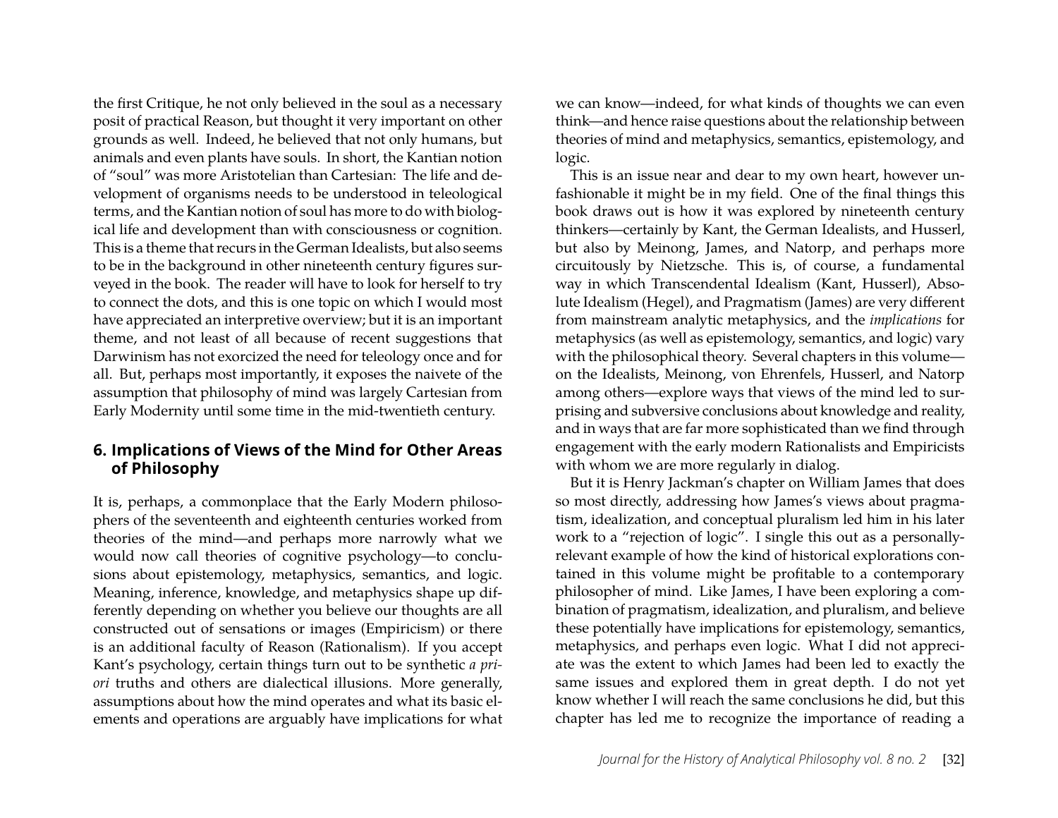the first Critique, he not only believed in the soul as a necessary posit of practical Reason, but thought it very important on other grounds as well. Indeed, he believed that not only humans, but animals and even plants have souls. In short, the Kantian notion of "soul" was more Aristotelian than Cartesian: The life and development of organisms needs to be understood in teleological terms, and the Kantian notion of soul has more to do with biological life and development than with consciousness or cognition. This is a theme that recurs in the German Idealists, but also seems to be in the background in other nineteenth century figures surveyed in the book. The reader will have to look for herself to try to connect the dots, and this is one topic on which I would most have appreciated an interpretive overview; but it is an important theme, and not least of all because of recent suggestions that Darwinism has not exorcized the need for teleology once and for all. But, perhaps most importantly, it exposes the naivete of the assumption that philosophy of mind was largely Cartesian from Early Modernity until some time in the mid-twentieth century.

## 6. Implications of Views of the Mind for Other Areas of Philosophy

It is, perhaps, a commonplace that the Early Modern philosophers of the seventeenth and eighteenth centuries worked from theories of the mind—and perhaps more narrowly what we would now call theories of cognitive psychology—to conclusions about epistemology, metaphysics, semantics, and logic. Meaning, inference, knowledge, and metaphysics shape up differently depending on whether you believe our thoughts are all constructed out of sensations or images (Empiricism) or there is an additional faculty of Reason (Rationalism). If you accept Kant's psychology, certain things turn out to be synthetic *a priori* truths and others are dialectical illusions. More generally, assumptions about how the mind operates and what its basic elements and operations are arguably have implications for what we can know—indeed, for what kinds of thoughts we can even think—and hence raise questions about the relationship between theories of mind and metaphysics, semantics, epistemology, and logic.

This is an issue near and dear to my own heart, however unfashionable it might be in my field. One of the final things this book draws out is how it was explored by nineteenth century thinkers—certainly by Kant, the German Idealists, and Husserl, but also by Meinong, James, and Natorp, and perhaps more circuitously by Nietzsche. This is, of course, a fundamental way in which Transcendental Idealism (Kant, Husserl), Absolute Idealism (Hegel), and Pragmatism (James) are very different from mainstream analytic metaphysics, and the *implications* for metaphysics (as well as epistemology, semantics, and logic) vary with the philosophical theory. Several chapters in this volume—on the Idealists, Meinong, von Ehrenfels, Husserl, and Natorp among others—explore ways that views of the mind led to surprising and subversive conclusions about knowledge and reality, and in ways that are far more sophisticated than we find through engagement with the early modern Rationalists and Empiricists with whom we are more regularly in dialog.

But it is Henry Jackman's chapter on William James that does so most directly, addressing how James's views about pragmatism, idealization, and conceptual pluralism led him in his later work to a "rejection of logic". I single this out as a personally-relevant example of how the kind of historical explorations contained in this volume might be profitable to a contemporary philosopher of mind. Like James, I have been exploring a combination of pragmatism, idealization, and pluralism, and believe these potentially have implications for epistemology, semantics, metaphysics, and perhaps even logic. What I did not appreciate was the extent to which James had been led to exactly the same issues and explored them in great depth. I do not yet know whether I will reach the same conclusions he did, but this chapter has led me to recognize the importance of reading a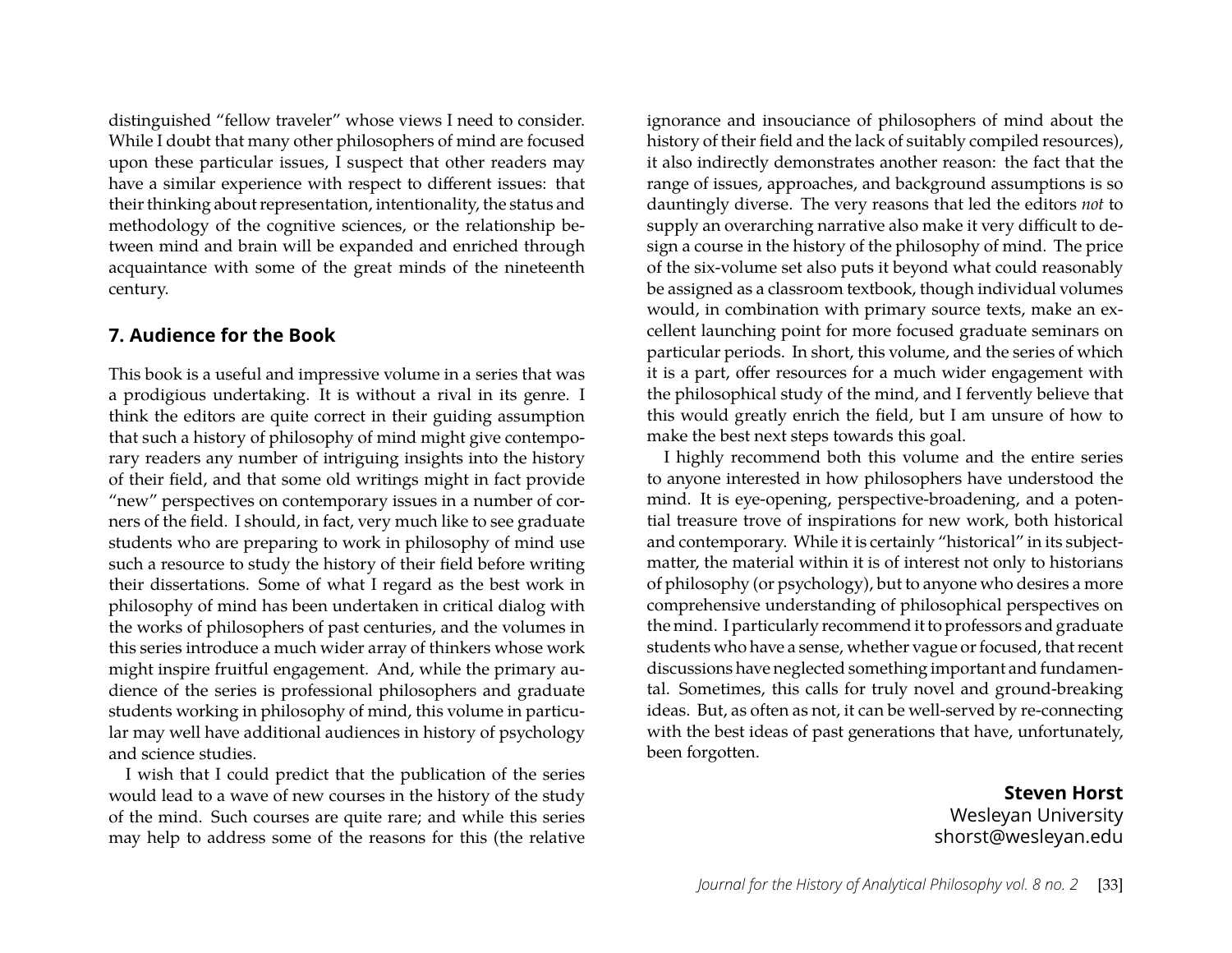distinguished "fellow traveler" whose views I need to consider. While I doubt that many other philosophers of mind are focused upon these particular issues, I suspect that other readers may have a similar experience with respect to different issues: that their thinking about representation, intentionality, the status and methodology of the cognitive sciences, or the relationship between mind and brain will be expanded and enriched through acquaintance with some of the great minds of the nineteenth century.

## 7. Audience for the Book

This book is a useful and impressive volume in a series that was a prodigious undertaking. It is without a rival in its genre. I think the editors are quite correct in their guiding assumption that such a history of philosophy of mind might give contemporary readers any number of intriguing insights into the history of their field, and that some old writings might in fact provide "new" perspectives on contemporary issues in a number of corners of the field. I should, in fact, very much like to see graduate students who are preparing to work in philosophy of mind use such a resource to study the history of their field before writing their dissertations. Some of what I regard as the best work in philosophy of mind has been undertaken in critical dialog with the works of philosophers of past centuries, and the volumes in this series introduce a much wider array of thinkers whose work might inspire fruitful engagement. And, while the primary audience of the series is professional philosophers and graduate students working in philosophy of mind, this volume in particular may well have additional audiences in history of psychology and science studies.

I wish that I could predict that the publication of the series would lead to a wave of new courses in the history of the study of the mind. Such courses are quite rare; and while this series may help to address some of the reasons for this (the relative ignorance and insouciance of philosophers of mind about the history of their field and the lack of suitably compiled resources), it also indirectly demonstrates another reason: the fact that the range of issues, approaches, and background assumptions is so dauntingly diverse. The very reasons that led the editors *not* to supply an overarching narrative also make it very difficult to design a course in the history of the philosophy of mind. The price of the six-volume set also puts it beyond what could reasonably be assigned as a classroom textbook, though individual volumes would, in combination with primary source texts, make an excellent launching point for more focused graduate seminars on particular periods. In short, this volume, and the series of which it is a part, offer resources for a much wider engagement with the philosophical study of the mind, and I fervently believe that this would greatly enrich the field, but I am unsure of how to make the best next steps towards this goal.

I highly recommend both this volume and the entire series to anyone interested in how philosophers have understood the mind. It is eye-opening, perspective-broadening, and a potential treasure trove of inspirations for new work, both historical and contemporary. While it is certainly "historical" in its subject-matter, the material within it is of interest not only to historians of philosophy (or psychology), but to anyone who desires a more comprehensive understanding of philosophical perspectives on the mind. I particularly recommend it to professors and graduate students who have a sense, whether vague or focused, that recent discussions have neglected something important and fundamental. Sometimes, this calls for truly novel and ground-breaking ideas. But, as often as not, it can be well-served by re-connecting with the best ideas of past generations that have, unfortunately, been forgotten.

**Steven Horst**
Wesleyan University
shorst@wesleyan.edu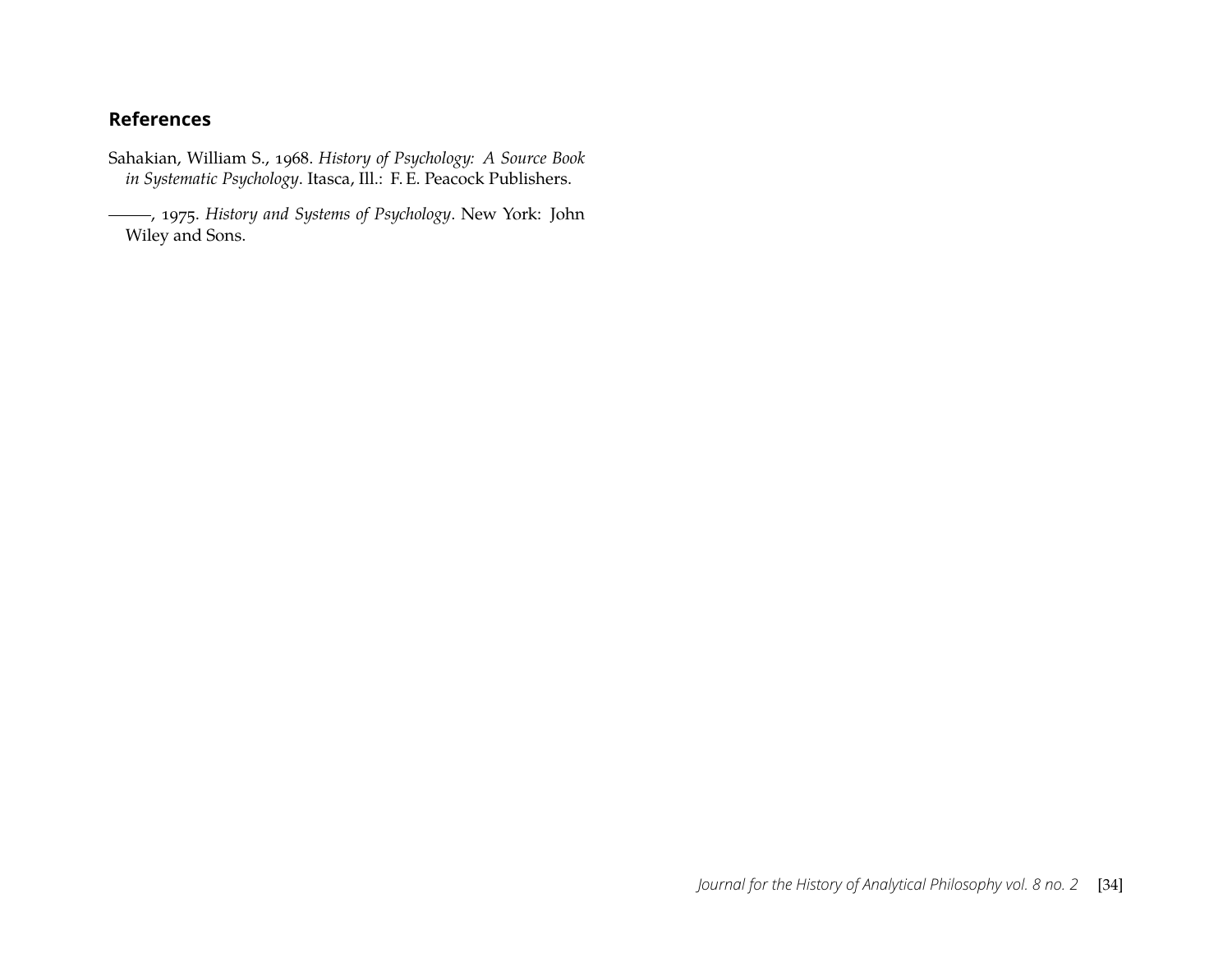## References

Sahakian, William S., 1968. *History of Psychology: A Source Book in Systematic Psychology*. Itasca, Ill.: F. E. Peacock Publishers.

———, 1975. *History and Systems of Psychology*. New York: John Wiley and Sons.